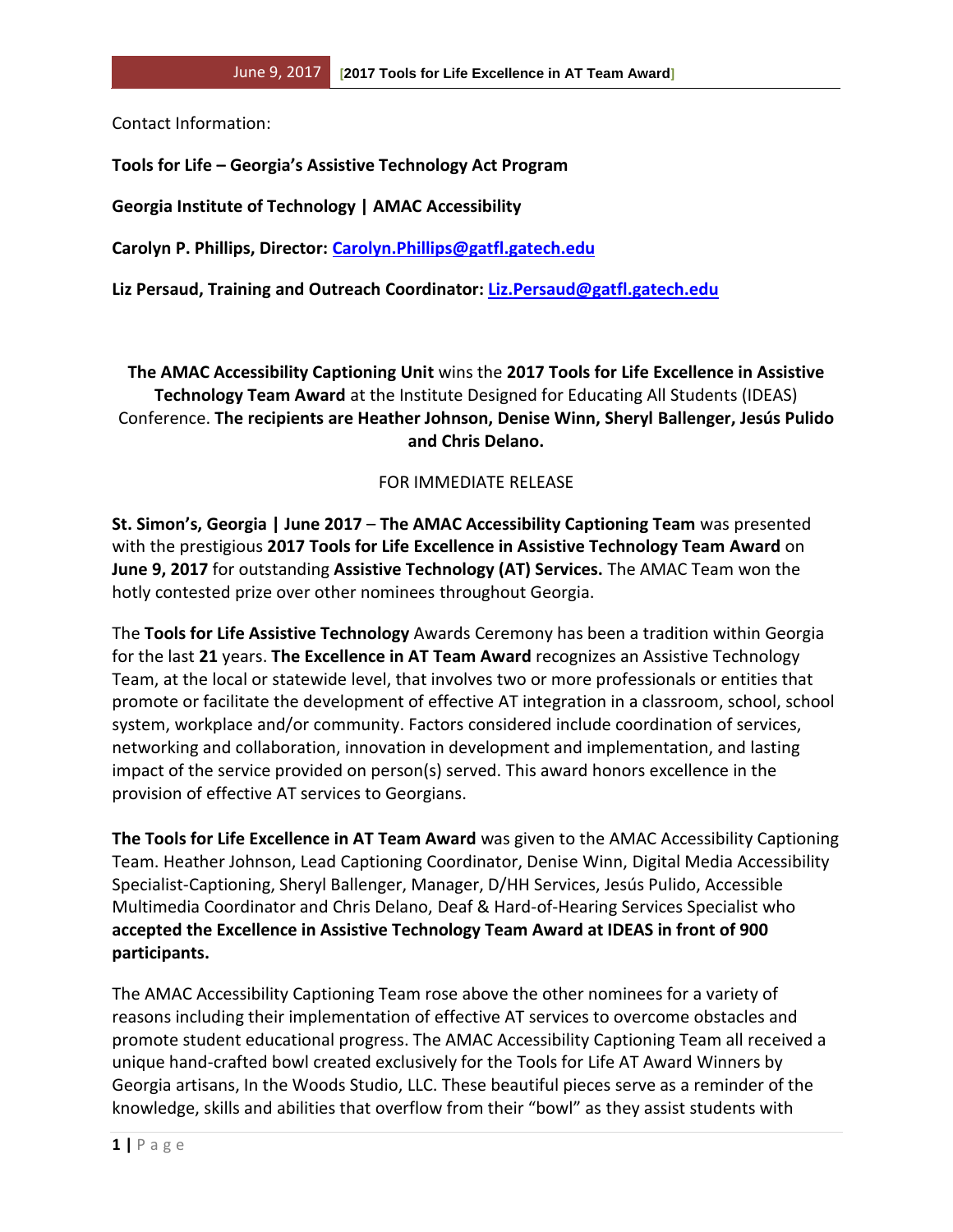Contact Information:

**Tools for Life – Georgia's Assistive Technology Act Program**

**Georgia Institute of Technology | AMAC Accessibility**

**Carolyn P. Phillips, Director: [Carolyn.Phillips@gatfl.gatech.edu](mailto:Carolyn.Phillips@gatfl.gatech.edu)**

**Liz Persaud, Training and Outreach Coordinator: [Liz.Persaud@gatfl.gatech.edu](mailto:Liz.Persaud@gatfl.gatech.edu)**

**The AMAC Accessibility Captioning Unit** wins the **2017 Tools for Life Excellence in Assistive Technology Team Award** at the Institute Designed for Educating All Students (IDEAS) Conference. **The recipients are Heather Johnson, Denise Winn, Sheryl Ballenger, Jesús Pulido and Chris Delano.**

FOR IMMEDIATE RELEASE

**St. Simon's, Georgia | June 2017** – **The AMAC Accessibility Captioning Team** was presented with the prestigious **2017 Tools for Life Excellence in Assistive Technology Team Award** on **June 9, 2017** for outstanding **Assistive Technology (AT) Services.** The AMAC Team won the hotly contested prize over other nominees throughout Georgia.

The **Tools for Life Assistive Technology** Awards Ceremony has been a tradition within Georgia for the last **21** years. **The Excellence in AT Team Award** recognizes an Assistive Technology Team, at the local or statewide level, that involves two or more professionals or entities that promote or facilitate the development of effective AT integration in a classroom, school, school system, workplace and/or community. Factors considered include coordination of services, networking and collaboration, innovation in development and implementation, and lasting impact of the service provided on person(s) served. This award honors excellence in the provision of effective AT services to Georgians.

**The Tools for Life Excellence in AT Team Award** was given to the AMAC Accessibility Captioning Team. Heather Johnson, Lead Captioning Coordinator, Denise Winn, Digital Media Accessibility Specialist-Captioning, Sheryl Ballenger, Manager, D/HH Services, Jesús Pulido, Accessible Multimedia Coordinator and Chris Delano, Deaf & Hard-of-Hearing Services Specialist who **accepted the Excellence in Assistive Technology Team Award at IDEAS in front of 900 participants.**

The AMAC Accessibility Captioning Team rose above the other nominees for a variety of reasons including their implementation of effective AT services to overcome obstacles and promote student educational progress. The AMAC Accessibility Captioning Team all received a unique hand-crafted bowl created exclusively for the Tools for Life AT Award Winners by Georgia artisans, In the Woods Studio, LLC. These beautiful pieces serve as a reminder of the knowledge, skills and abilities that overflow from their "bowl" as they assist students with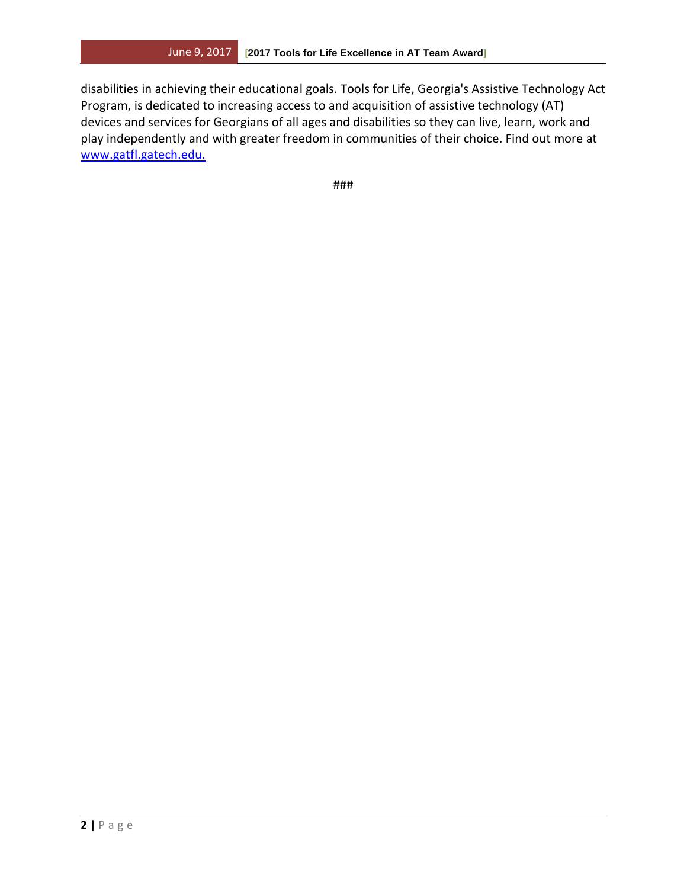disabilities in achieving their educational goals. Tools for Life, Georgia's Assistive Technology Act Program, is dedicated to increasing access to and acquisition of assistive technology (AT) devices and services for Georgians of all ages and disabilities so they can live, learn, work and play independently and with greater freedom in communities of their choice. Find out more at [www.gatfl.gatech.edu.](http://www.gatfl.gatech.edu)

###